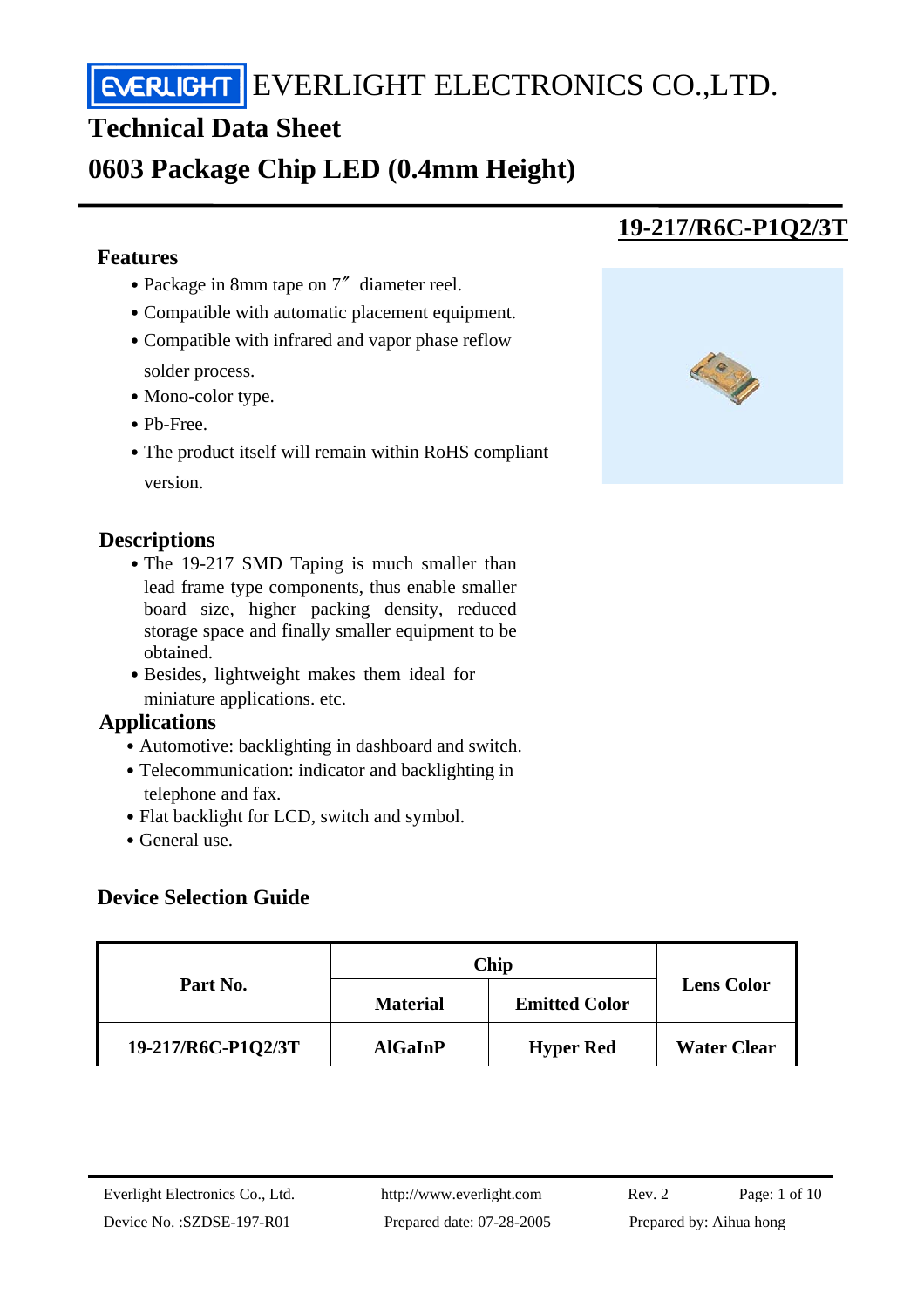EVERLIGHT ELECTRONICS CO.,LTD.

# Technical Data Sheet

# 0603 Package Chip LED (0.4mm Height)

## 19-217/R6C-P1Q2/3T

### Features

- Package in 8mm tape on 7″ diameter reel.
- Compatible with automatic placement equipment.
- Compatible with infrared and vapor phase reflow solder process.
- Mono-color type.
- Pb-Free.
- The product itself will remain within RoHS compliant version.

### Descriptions

- The 19-217 SMD Taping is much smaller than lead frame type components, thus enable smaller board size, higher packing density, reduced storage space and finally smaller equipment to be obtained.
- Besides, lightweight makes them ideal for miniature applications. etc.

### Applications

- Automotive: backlighting in dashboard and switch.
- Telecommunication: indicator and backlighting in telephone and fax.
- Flat backlight for LCD, switch and symbol.
- General use.

### Device Selection Guide

| Part No. | Chip | | Lens Color |
|---|---|---|---|
| | Material | Emitted Color | |
| 19-217/R6C-P1Q2/3T | AlGaInP | Hyper Red | Water Clear |

Everlight Electronics Co., Ltd. http://www.everlight.com Rev. 2

Device No. :SZDSE-197-R01 Prepared date: 07-28-2005 Prepared by: Aihua hong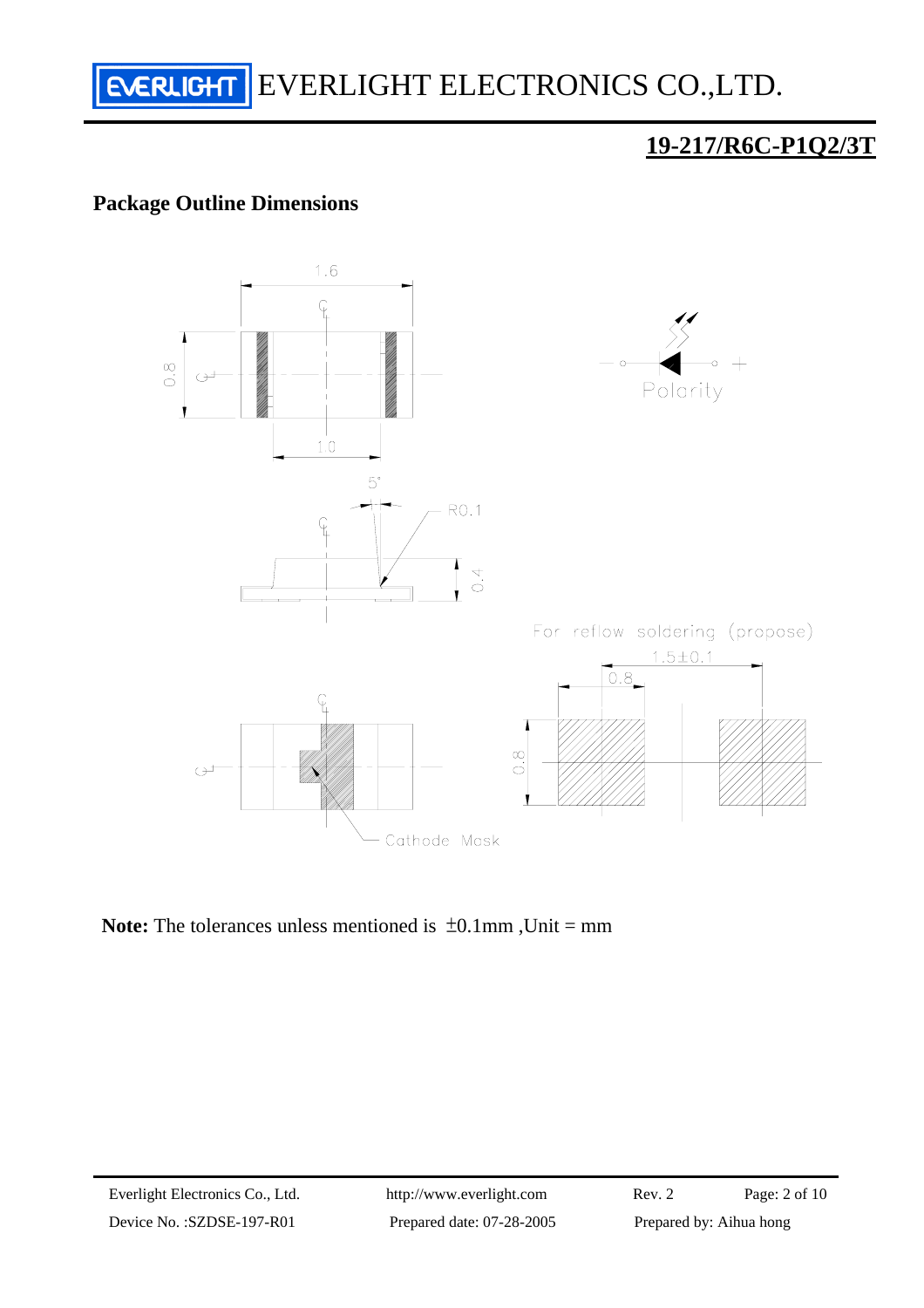# 19-217/R6C-P1Q2/3T

## Package Outline Dimensions

1.6

0.8

1.0

Polarity

5°

R0.1

0.4

For reflow soldering (propose)

1.5±0.1

0.8

0.8

Cathode Mask

**Note:** The tolerances unless mentioned is ±0.1mm ,Unit = mm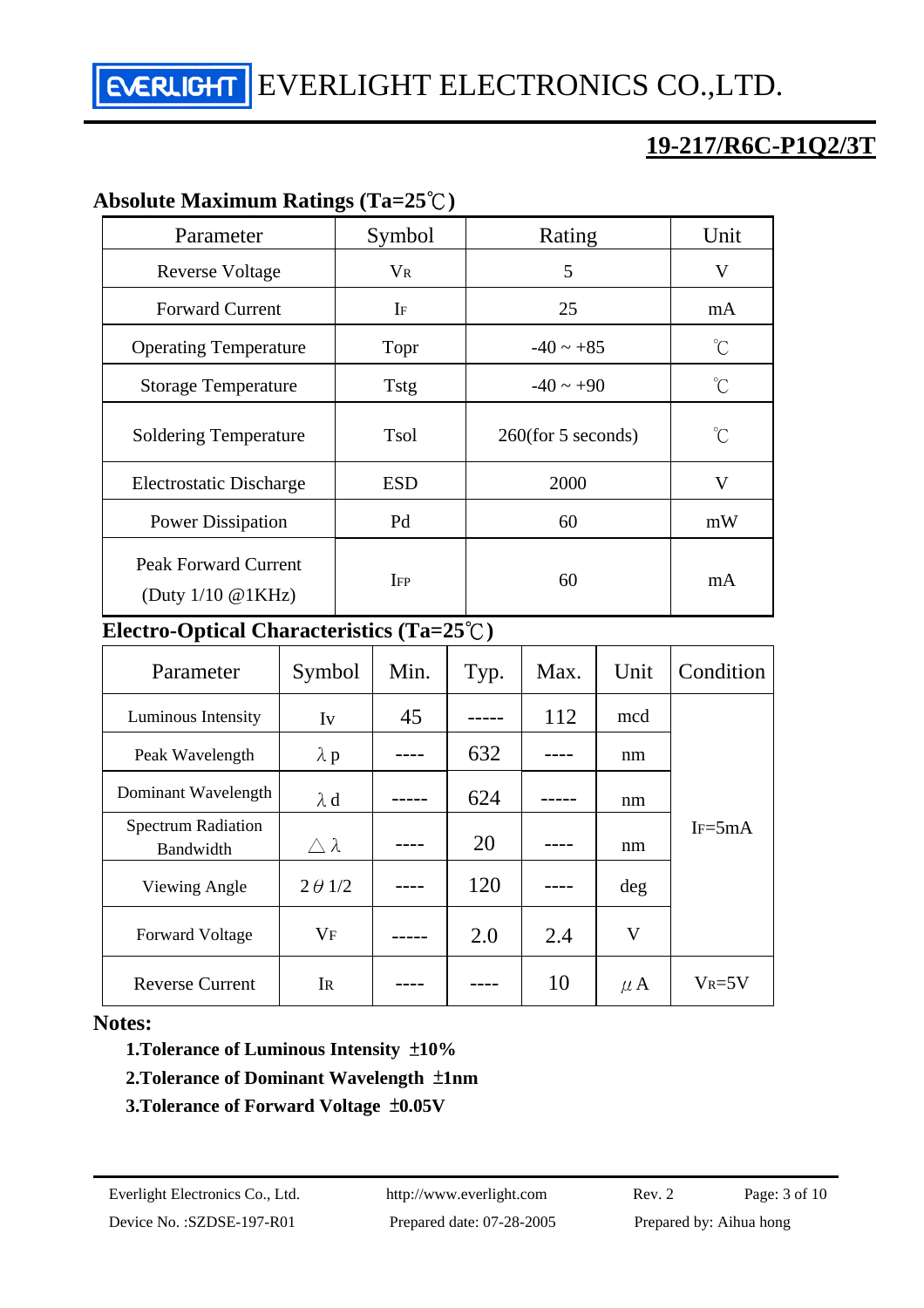## 19-217/R6C-P1Q2/3T

### Absolute Maximum Ratings (Ta=25℃)

| Parameter | Symbol | Rating | Unit |
|---|---|---|---|
| Reverse Voltage | $V_R$ | 5 | V |
| Forward Current | $I_F$ | 25 | mA |
| Operating Temperature | Topr | -40 ~ +85 | ℃ |
| Storage Temperature | Tstg | -40 ~ +90 | ℃ |
| Soldering Temperature | Tsol | 260(for 5 seconds) | ℃ |
| Electrostatic Discharge | ESD | 2000 | V |
| Power Dissipation | Pd | 60 | mW |
| Peak Forward Current (Duty 1/10 @1KHz) | $I_{FP}$ | 60 | mA |

### Electro-Optical Characteristics (Ta=25℃)

| Parameter | Symbol | Min. | Typ. | Max. | Unit | Condition |
|---|---|---|---|---|---|---|
| Luminous Intensity | Iv | 45 | ----- | 112 | mcd | $I_F$=5mA |
| Peak Wavelength | λp | ---- | 632 | ---- | nm | |
| Dominant Wavelength | λd | ----- | 624 | ----- | nm | |
| Spectrum Radiation Bandwidth | △λ | ---- | 20 | ---- | nm | |
| Viewing Angle | 2θ1/2 | ---- | 120 | ---- | deg | |
| Forward Voltage | $V_F$ | ----- | 2.0 | 2.4 | V | |
| Reverse Current | $I_R$ | ---- | ---- | 10 | μA | $V_R$=5V |

**Notes:**

1. **Tolerance of Luminous Intensity ±10%**
2. **Tolerance of Dominant Wavelength ±1nm**
3. **Tolerance of Forward Voltage ±0.05V**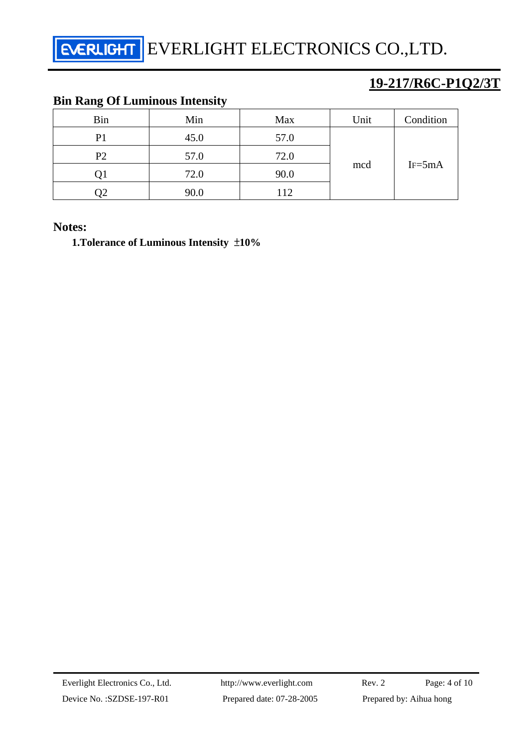## 19-217/R6C-P1Q2/3T

### Bin Rang Of Luminous Intensity

| Bin | Min | Max | Unit | Condition |
|---|---|---|---|---|
| P1 | 45.0 | 57.0 | mcd | $I_F$=5mA |
| P2 | 57.0 | 72.0 | | |
| Q1 | 72.0 | 90.0 | | |
| Q2 | 90.0 | 112 | | |

**Notes:**

**1.Tolerance of Luminous Intensity ±10%**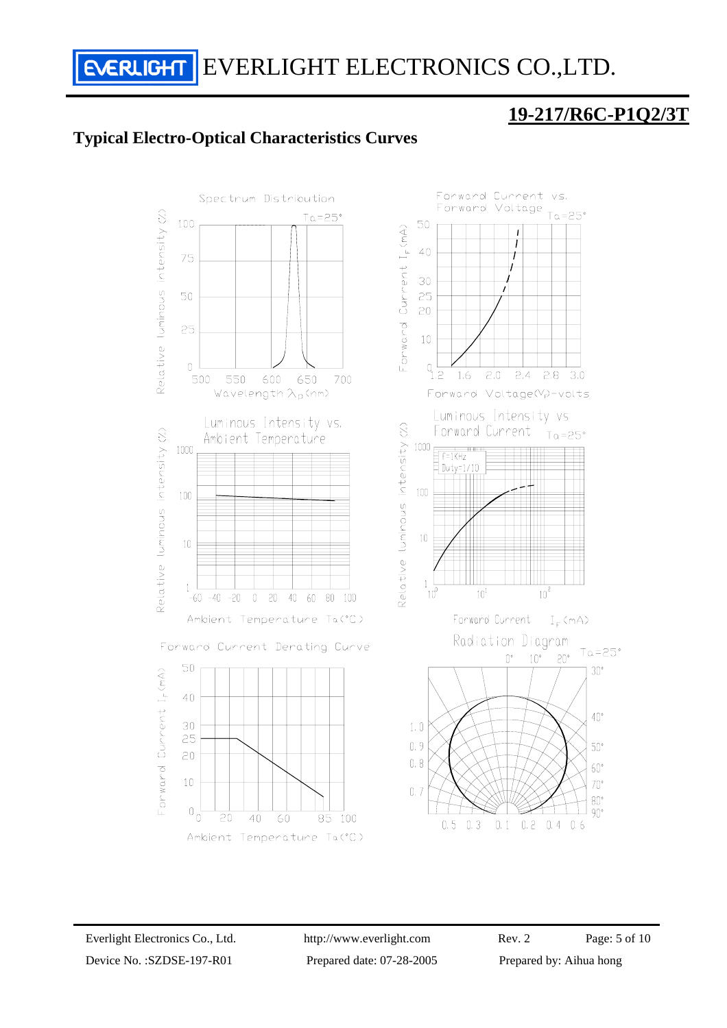## 19-217/R6C-P1Q2/3T

## Typical Electro-Optical Characteristics Curves

Spectrum Distribution
Ta=25°
Relative luminous intensity (%)
100
75
50
25
0
500 550 600 650 700
Wavelength $\lambda_p$ (nm)

Forward Current vs. Forward Voltage
Ta=25°
Forward Current $I_F$ (mA)
50
40
30
25
20
10
0
1.2 1.6 2.0 2.4 2.8 3.0
Forward Voltage($V_F$)-volts

Luminous Intensity vs. Ambient Temperature
Relative luminous intensity (%)
1000
100
10
1
-60 -40 -20 0 20 40 60 80 100
Ambient Temperature Ta(°C)

Luminous Intensity vs Forward Current
Ta=25°
f=1KHz
Duty=1/10
Relative luminous intensity (%)
1000
100
10
1
$10^0$ $10^1$ $10^2$
Forward Current $I_F$ (mA)

Forward Current Derating Curve
Forward Current $I_F$ (mA)
50
40
30
25
20
10
0
0 20 40 60 85 100
Ambient Temperature Ta(°C)

Radiation Diagram
Ta=25°
0° 10° 20° 30° 40° 50° 60° 70° 80° 90°
1.0
0.9
0.8
0.7
0.5 0.3 0.1 0.2 0.4 0.6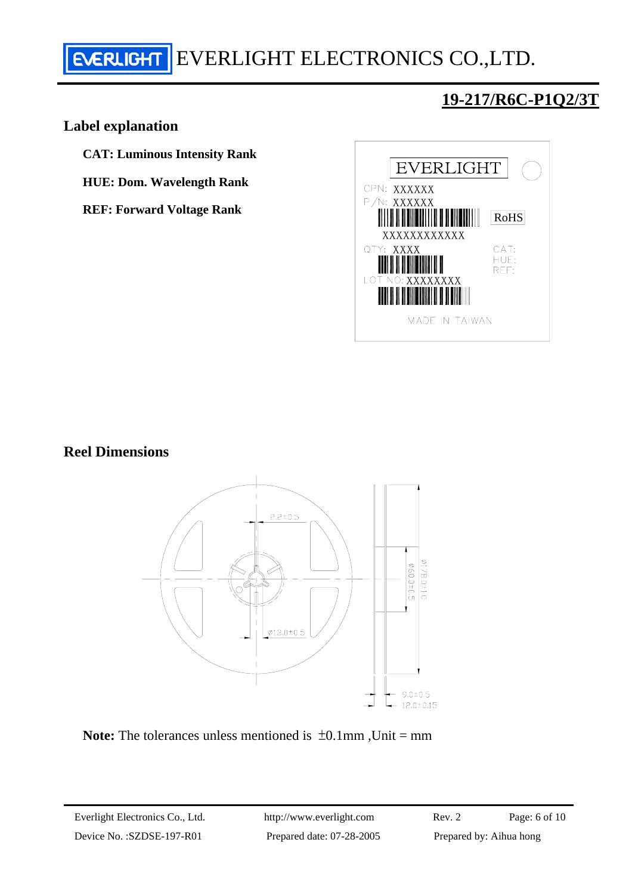## 19-217/R6C-P1Q2/3T

### Label explanation

**CAT: Luminous Intensity Rank**

**HUE: Dom. Wavelength Rank**

**REF: Forward Voltage Rank**

### Reel Dimensions

**Note:** The tolerances unless mentioned is ±0.1mm ,Unit = mm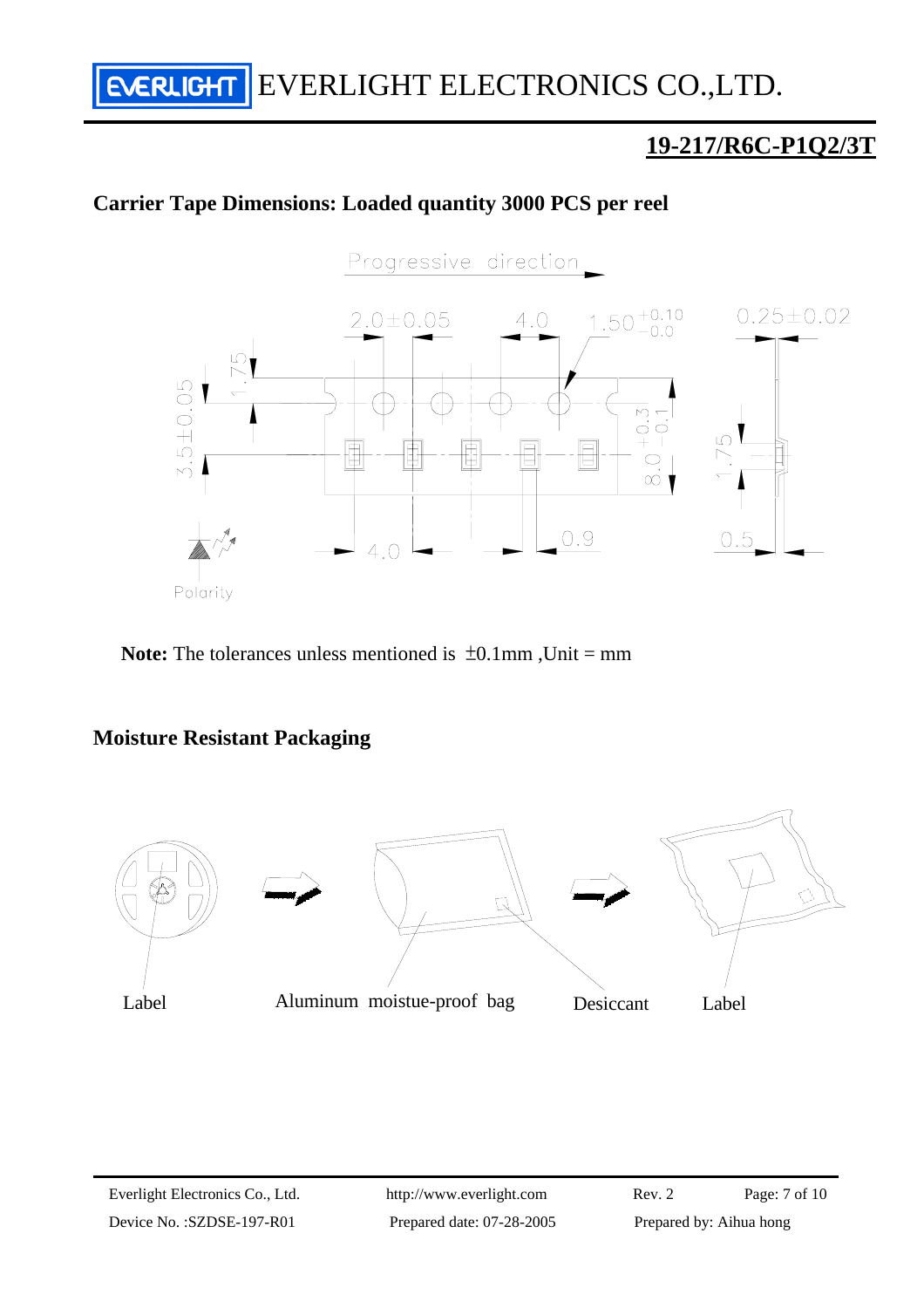## 19-217/R6C-P1Q2/3T

### Carrier Tape Dimensions: Loaded quantity 3000 PCS per reel

**Note:** The tolerances unless mentioned is ±0.1mm ,Unit = mm

### Moisture Resistant Packaging

Label

Aluminum moistue-proof bag

Desiccant

Label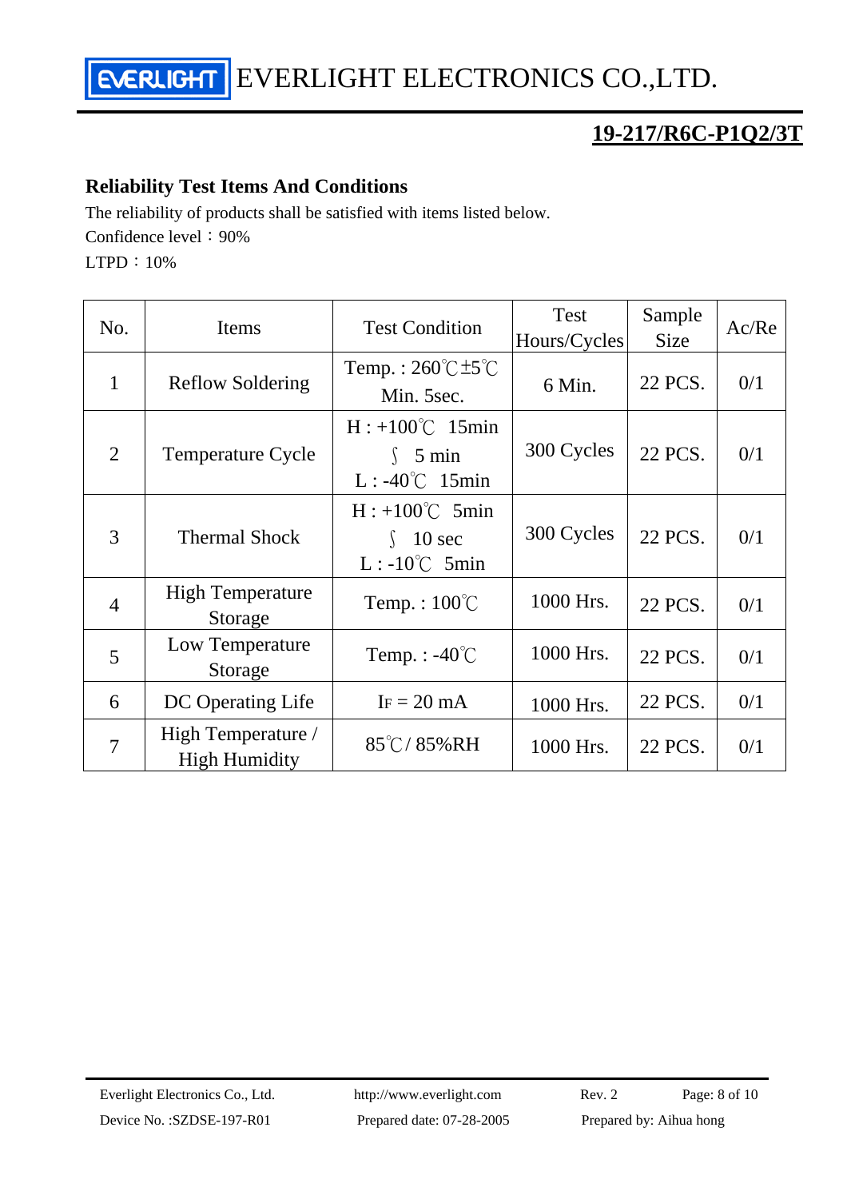## Reliability Test Items And Conditions

The reliability of products shall be satisfied with items listed below.

Confidence level：90%

LTPD：10%

| No. | Items | Test Condition | Test Hours/Cycles | Sample Size | Ac/Re |
|---|---|---|---|---|---|
| 1 | Reflow Soldering | Temp. : 260℃±5℃ Min. 5sec. | 6 Min. | 22 PCS. | 0/1 |
| 2 | Temperature Cycle | H : +100℃ 15min ∫ 5 min L : -40℃ 15min | 300 Cycles | 22 PCS. | 0/1 |
| 3 | Thermal Shock | H : +100℃ 5min ∫ 10 sec L : -10℃ 5min | 300 Cycles | 22 PCS. | 0/1 |
| 4 | High Temperature Storage | Temp. : 100℃ | 1000 Hrs. | 22 PCS. | 0/1 |
| 5 | Low Temperature Storage | Temp. : -40℃ | 1000 Hrs. | 22 PCS. | 0/1 |
| 6 | DC Operating Life | $I_F$ = 20 mA | 1000 Hrs. | 22 PCS. | 0/1 |
| 7 | High Temperature / High Humidity | 85℃/ 85%RH | 1000 Hrs. | 22 PCS. | 0/1 |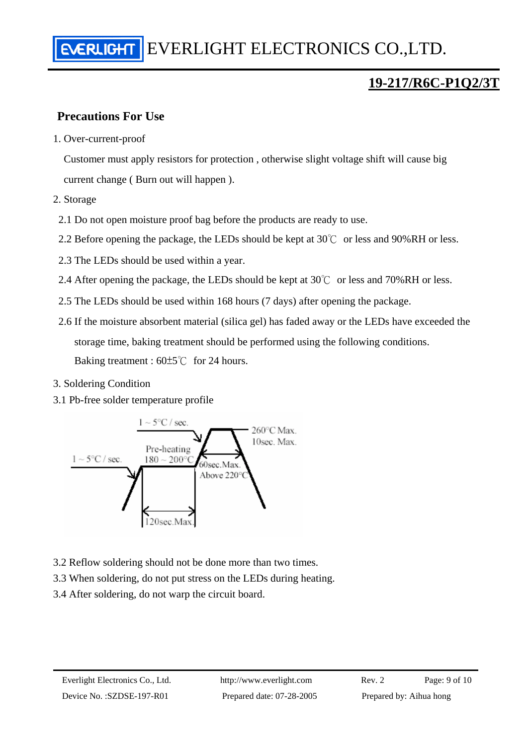**19-217/R6C-P1Q2/3T**

## Precautions For Use

1. Over-current-proof

   Customer must apply resistors for protection , otherwise slight voltage shift will cause big current change ( Burn out will happen ).

2. Storage

   2.1 Do not open moisture proof bag before the products are ready to use.

   2.2 Before opening the package, the LEDs should be kept at 30℃ or less and 90%RH or less.

   2.3 The LEDs should be used within a year.

   2.4 After opening the package, the LEDs should be kept at 30℃ or less and 70%RH or less.

   2.5 The LEDs should be used within 168 hours (7 days) after opening the package.

   2.6 If the moisture absorbent material (silica gel) has faded away or the LEDs have exceeded the storage time, baking treatment should be performed using the following conditions.

   Baking treatment : 60±5℃ for 24 hours.

3. Soldering Condition

3.1 Pb-free solder temperature profile

1 ~ 5°C / sec.

Pre-heating 180 ~ 200°C

1 ~ 5°C / sec.

260°C Max. 10sec. Max.

60sec.Max. Above 220°C

120sec.Max.

3.2 Reflow soldering should not be done more than two times.

3.3 When soldering, do not put stress on the LEDs during heating.

3.4 After soldering, do not warp the circuit board.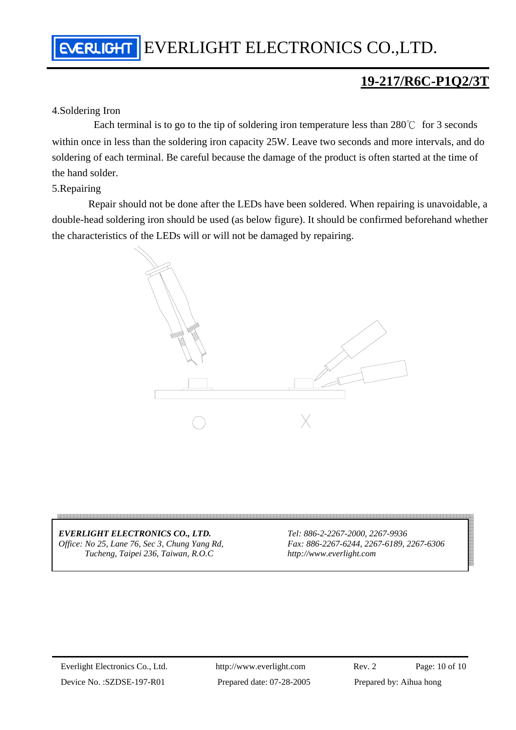## 4.Soldering Iron

Each terminal is to go to the tip of soldering iron temperature less than 280℃ for 3 seconds within once in less than the soldering iron capacity 25W. Leave two seconds and more intervals, and do soldering of each terminal. Be careful because the damage of the product is often started at the time of the hand solder.

## 5.Repairing

Repair should not be done after the LEDs have been soldered. When repairing is unavoidable, a double-head soldering iron should be used (as below figure). It should be confirmed beforehand whether the characteristics of the LEDs will or will not be damaged by repairing.

○ ╳

***EVERLIGHT ELECTRONICS CO., LTD.***
*Office: No 25, Lane 76, Sec 3, Chung Yang Rd, Tucheng, Taipei 236, Taiwan, R.O.C*

*Tel: 886-2-2267-2000, 2267-9936*
*Fax: 886-2267-6244, 2267-6189, 2267-6306*
*http://www.everlight.com*